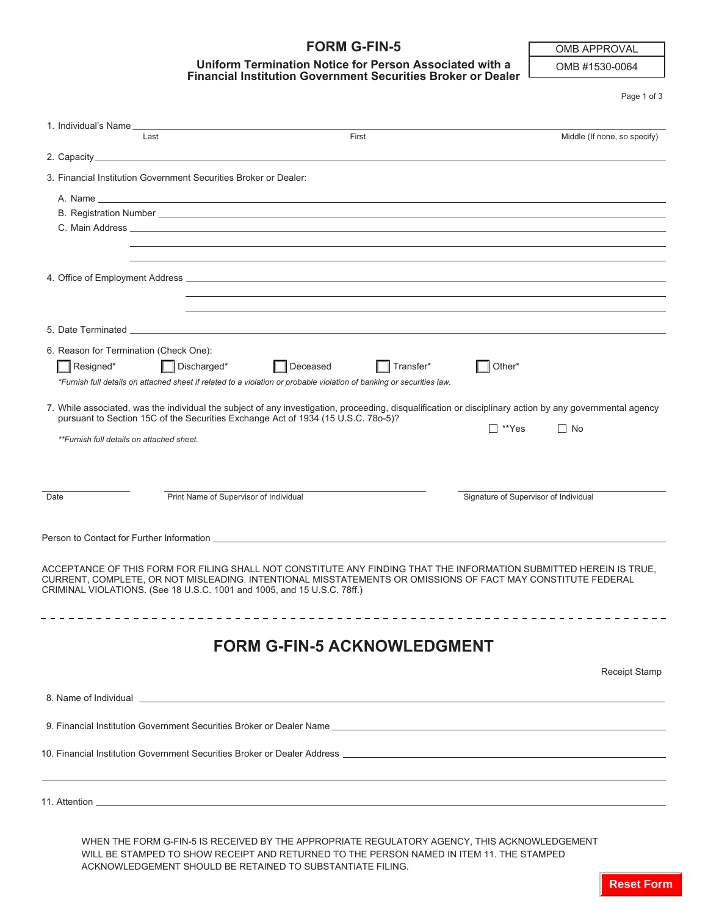# FORM G-FIN-5

## Uniform Termination Notice for Person Associated with a Financial Institution Government Securities Broker or Dealer

| OMB APPROVAL |
|---|
| OMB #1530-0064 |

1. Individual's Name ______________________________________________
   Last    First    Middle (If none, so specify)

2. Capacity ______________________________________________

3. Financial Institution Government Securities Broker or Dealer:

   A. Name ______________________________________________

   B. Registration Number ______________________________________________

   C. Main Address ______________________________________________

4. Office of Employment Address ______________________________________________

5. Date Terminated ______________________________________________

6. Reason for Termination (Check One):

   ☐ Resigned*   ☐ Discharged*   ☐ Deceased   ☐ Transfer*   ☐ Other*

   *\*Furnish full details on attached sheet if related to a violation or probable violation of banking or securities law.*

7. While associated, was the individual the subject of any investigation, proceeding, disqualification or disciplinary action by any governmental agency pursuant to Section 15C of the Securities Exchange Act of 1934 (15 U.S.C. 78o-5)?

   ☐ **Yes   ☐ No

   *\*\*Furnish full details on attached sheet.*

______________ Date    ______________________ Print Name of Supervisor of Individual    ______________________ Signature of Supervisor of Individual

Person to Contact for Further Information ______________________________________________

ACCEPTANCE OF THIS FORM FOR FILING SHALL NOT CONSTITUTE ANY FINDING THAT THE INFORMATION SUBMITTED HEREIN IS TRUE, CURRENT, COMPLETE, OR NOT MISLEADING. INTENTIONAL MISSTATEMENTS OR OMISSIONS OF FACT MAY CONSTITUTE FEDERAL CRIMINAL VIOLATIONS. (See 18 U.S.C. 1001 and 1005, and 15 U.S.C. 78ff.)

---

# FORM G-FIN-5 ACKNOWLEDGMENT

Receipt Stamp

8. Name of Individual ______________________________________________

9. Financial Institution Government Securities Broker or Dealer Name ______________________________________________

10. Financial Institution Government Securities Broker or Dealer Address ______________________________________________

11. Attention ______________________________________________

WHEN THE FORM G-FIN-5 IS RECEIVED BY THE APPROPRIATE REGULATORY AGENCY, THIS ACKNOWLEDGEMENT WILL BE STAMPED TO SHOW RECEIPT AND RETURNED TO THE PERSON NAMED IN ITEM 11. THE STAMPED ACKNOWLEDGEMENT SHOULD BE RETAINED TO SUBSTANTIATE FILING.

Reset Form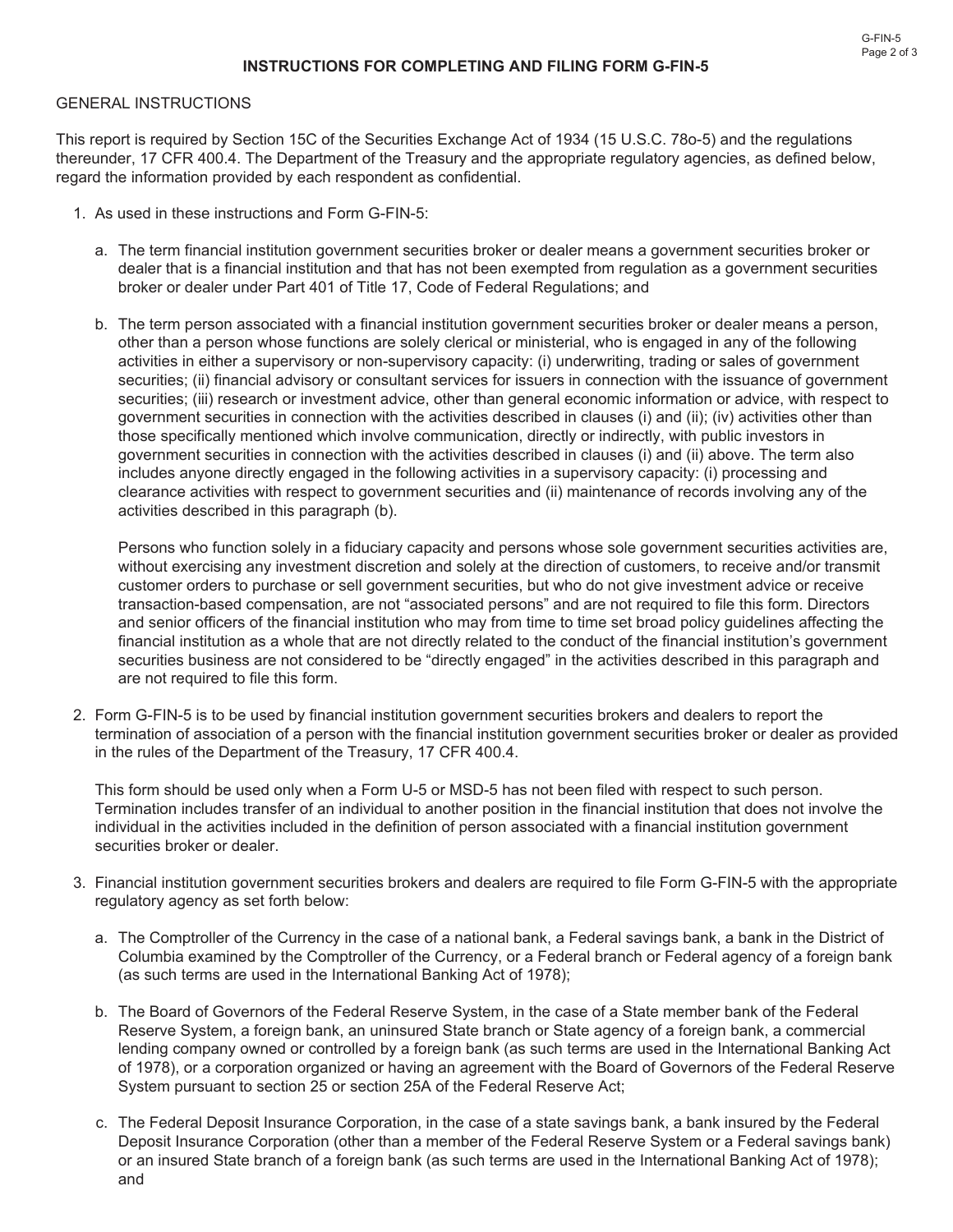## INSTRUCTIONS FOR COMPLETING AND FILING FORM G-FIN-5

GENERAL INSTRUCTIONS

This report is required by Section 15C of the Securities Exchange Act of 1934 (15 U.S.C. 78o-5) and the regulations thereunder, 17 CFR 400.4. The Department of the Treasury and the appropriate regulatory agencies, as defined below, regard the information provided by each respondent as confidential.

1. As used in these instructions and Form G-FIN-5:

   a. The term financial institution government securities broker or dealer means a government securities broker or dealer that is a financial institution and that has not been exempted from regulation as a government securities broker or dealer under Part 401 of Title 17, Code of Federal Regulations; and

   b. The term person associated with a financial institution government securities broker or dealer means a person, other than a person whose functions are solely clerical or ministerial, who is engaged in any of the following activities in either a supervisory or non-supervisory capacity: (i) underwriting, trading or sales of government securities; (ii) financial advisory or consultant services for issuers in connection with the issuance of government securities; (iii) research or investment advice, other than general economic information or advice, with respect to government securities in connection with the activities described in clauses (i) and (ii); (iv) activities other than those specifically mentioned which involve communication, directly or indirectly, with public investors in government securities in connection with the activities described in clauses (i) and (ii) above. The term also includes anyone directly engaged in the following activities in a supervisory capacity: (i) processing and clearance activities with respect to government securities and (ii) maintenance of records involving any of the activities described in this paragraph (b).

      Persons who function solely in a fiduciary capacity and persons whose sole government securities activities are, without exercising any investment discretion and solely at the direction of customers, to receive and/or transmit customer orders to purchase or sell government securities, but who do not give investment advice or receive transaction-based compensation, are not "associated persons" and are not required to file this form. Directors and senior officers of the financial institution who may from time to time set broad policy guidelines affecting the financial institution as a whole that are not directly related to the conduct of the financial institution's government securities business are not considered to be "directly engaged" in the activities described in this paragraph and are not required to file this form.

2. Form G-FIN-5 is to be used by financial institution government securities brokers and dealers to report the termination of association of a person with the financial institution government securities broker or dealer as provided in the rules of the Department of the Treasury, 17 CFR 400.4.

   This form should be used only when a Form U-5 or MSD-5 has not been filed with respect to such person. Termination includes transfer of an individual to another position in the financial institution that does not involve the individual in the activities included in the definition of person associated with a financial institution government securities broker or dealer.

3. Financial institution government securities brokers and dealers are required to file Form G-FIN-5 with the appropriate regulatory agency as set forth below:

   a. The Comptroller of the Currency in the case of a national bank, a Federal savings bank, a bank in the District of Columbia examined by the Comptroller of the Currency, or a Federal branch or Federal agency of a foreign bank (as such terms are used in the International Banking Act of 1978);

   b. The Board of Governors of the Federal Reserve System, in the case of a State member bank of the Federal Reserve System, a foreign bank, an uninsured State branch or State agency of a foreign bank, a commercial lending company owned or controlled by a foreign bank (as such terms are used in the International Banking Act of 1978), or a corporation organized or having an agreement with the Board of Governors of the Federal Reserve System pursuant to section 25 or section 25A of the Federal Reserve Act;

   c. The Federal Deposit Insurance Corporation, in the case of a state savings bank, a bank insured by the Federal Deposit Insurance Corporation (other than a member of the Federal Reserve System or a Federal savings bank) or an insured State branch of a foreign bank (as such terms are used in the International Banking Act of 1978); and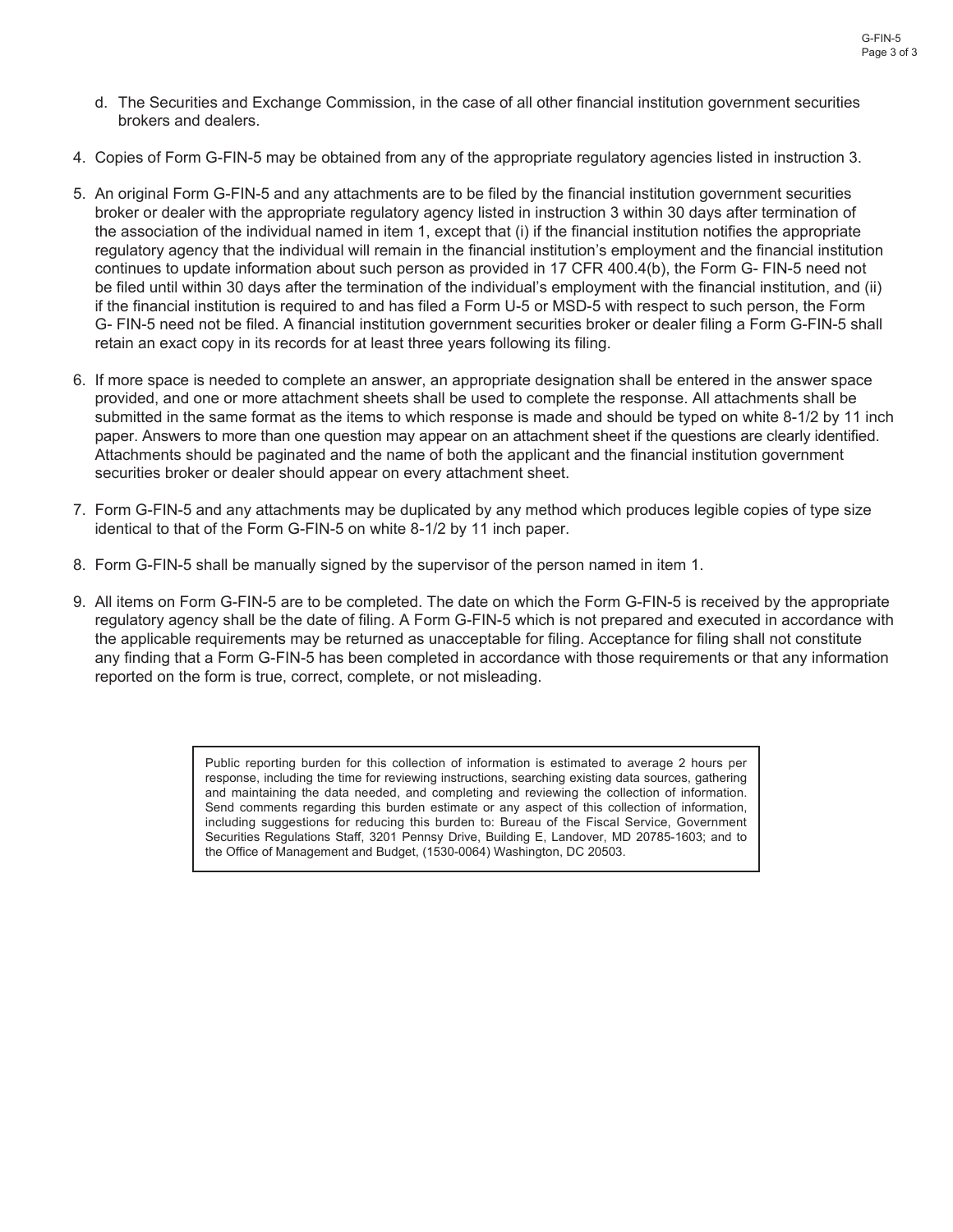d. The Securities and Exchange Commission, in the case of all other financial institution government securities brokers and dealers.

4. Copies of Form G-FIN-5 may be obtained from any of the appropriate regulatory agencies listed in instruction 3.

5. An original Form G-FIN-5 and any attachments are to be filed by the financial institution government securities broker or dealer with the appropriate regulatory agency listed in instruction 3 within 30 days after termination of the association of the individual named in item 1, except that (i) if the financial institution notifies the appropriate regulatory agency that the individual will remain in the financial institution's employment and the financial institution continues to update information about such person as provided in 17 CFR 400.4(b), the Form G- FIN-5 need not be filed until within 30 days after the termination of the individual's employment with the financial institution, and (ii) if the financial institution is required to and has filed a Form U-5 or MSD-5 with respect to such person, the Form G- FIN-5 need not be filed. A financial institution government securities broker or dealer filing a Form G-FIN-5 shall retain an exact copy in its records for at least three years following its filing.

6. If more space is needed to complete an answer, an appropriate designation shall be entered in the answer space provided, and one or more attachment sheets shall be used to complete the response. All attachments shall be submitted in the same format as the items to which response is made and should be typed on white 8-1/2 by 11 inch paper. Answers to more than one question may appear on an attachment sheet if the questions are clearly identified. Attachments should be paginated and the name of both the applicant and the financial institution government securities broker or dealer should appear on every attachment sheet.

7. Form G-FIN-5 and any attachments may be duplicated by any method which produces legible copies of type size identical to that of the Form G-FIN-5 on white 8-1/2 by 11 inch paper.

8. Form G-FIN-5 shall be manually signed by the supervisor of the person named in item 1.

9. All items on Form G-FIN-5 are to be completed. The date on which the Form G-FIN-5 is received by the appropriate regulatory agency shall be the date of filing. A Form G-FIN-5 which is not prepared and executed in accordance with the applicable requirements may be returned as unacceptable for filing. Acceptance for filing shall not constitute any finding that a Form G-FIN-5 has been completed in accordance with those requirements or that any information reported on the form is true, correct, complete, or not misleading.

Public reporting burden for this collection of information is estimated to average 2 hours per response, including the time for reviewing instructions, searching existing data sources, gathering and maintaining the data needed, and completing and reviewing the collection of information. Send comments regarding this burden estimate or any aspect of this collection of information, including suggestions for reducing this burden to: Bureau of the Fiscal Service, Government Securities Regulations Staff, 3201 Pennsy Drive, Building E, Landover, MD 20785-1603; and to the Office of Management and Budget, (1530-0064) Washington, DC 20503.